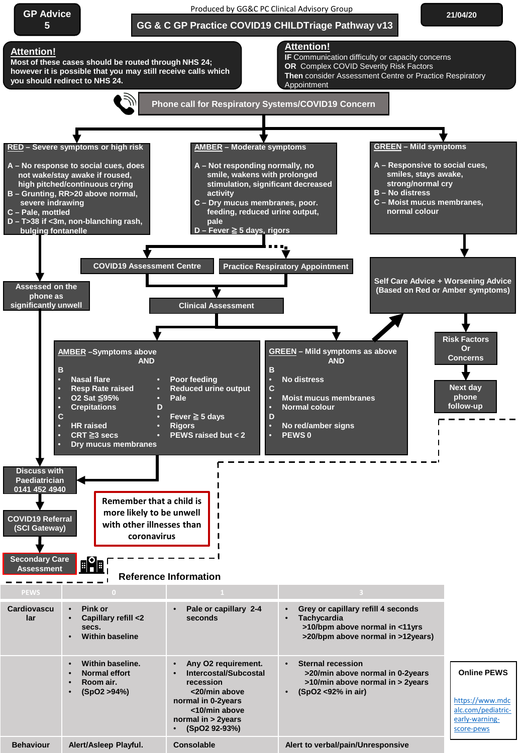GP Advice 5

Produced by GG&C PC Clinical Advisory Group

# GG & C GP Practice COVID19 CHILDTriage Pathway v13

21/04/20

**Attention!**
Most of these cases should be routed through NHS 24; however it is possible that you may still receive calls which you should redirect to NHS 24.

**Attention!**
**IF** Communication difficulty or capacity concerns
**OR** Complex COVID Severity Risk Factors
**Then** consider Assessment Centre or Practice Respiratory Appointment

## Phone call for Respiratory Systems/COVID19 Concern

### RED – Severe symptoms or high risk

- A – No response to social cues, does not wake/stay awake if roused, high pitched/continuous crying
- B – Grunting, RR>20 above normal, severe indrawing
- C – Pale, mottled
- D – T>38 if <3m, non-blanching rash, bulging fontanelle

→ Assessed on the phone as significantly unwell → Discuss with Paediatrician 0141 452 4940 → COVID19 Referral (SCI Gateway) → Secondary Care Assessment

### AMBER – Moderate symptoms

- A – Not responding normally, no smile, wakens with prolonged stimulation, significant decreased activity
- C – Dry mucus membranes, poor. feeding, reduced urine output, pale
- D – Fever ≧ 5 days, rigors

→ COVID19 Assessment Centre / Practice Respiratory Appointment → Clinical Assessment

### GREEN – Mild symptoms

- A – Responsive to social cues, smiles, stays awake, strong/normal cry
- B – No distress
- C – Moist mucus membranes, normal colour

→ Self Care Advice + Worsening Advice (Based on Red or Amber symptoms) → Risk Factors Or Concerns → Next day phone follow-up

### Clinical Assessment

**AMBER** –Symptoms above AND

B
- Nasal flare
- Resp Rate raised
- O2 Sat ≦95%
- Crepitations

C
- HR raised
- CRT ≧3 secs
- Dry mucus membranes
- Poor feeding
- Reduced urine output
- Pale

D
- Fever ≧ 5 days
- Rigors
- PEWS raised but < 2

→ Discuss with Paediatrician

**GREEN** – Mild symptoms as above AND

B
- No distress

C
- Moist mucus membranes
- Normal colour

D
- No red/amber signs
- PEWS 0

→ Self Care Advice + Worsening Advice

**Remember that a child is more likely to be unwell with other illnesses than coronavirus**

## Reference Information

| PEWS | 0 | 1 | 3 |
|---|---|---|---|
| Cardiovascular | • Pink or<br>• Capillary refill <2 secs.<br>• Within baseline | • Pale or capillary 2-4 seconds | • Grey or capillary refill 4 seconds<br>• Tachycardia >10/bpm above normal in <11yrs >20/bpm above normal in >12years) |
| | • Within baseline.<br>• Normal effort<br>• Room air.<br>• (SpO2 >94%) | • Any O2 requirement.<br>• Intercostal/Subcostal recession <20/min above normal in 0-2years <10/min above normal in > 2years<br>• (SpO2 92-93%) | • Sternal recession >20/min above normal in 0-2years >10/min above normal in > 2years<br>• (SpO2 <92% in air) |
| Behaviour | Alert/Asleep Playful. | Consolable | Alert to verbal/pain/Unresponsive |

**Online PEWS**

https://www.mdcalc.com/pediatric-early-warning-score-pews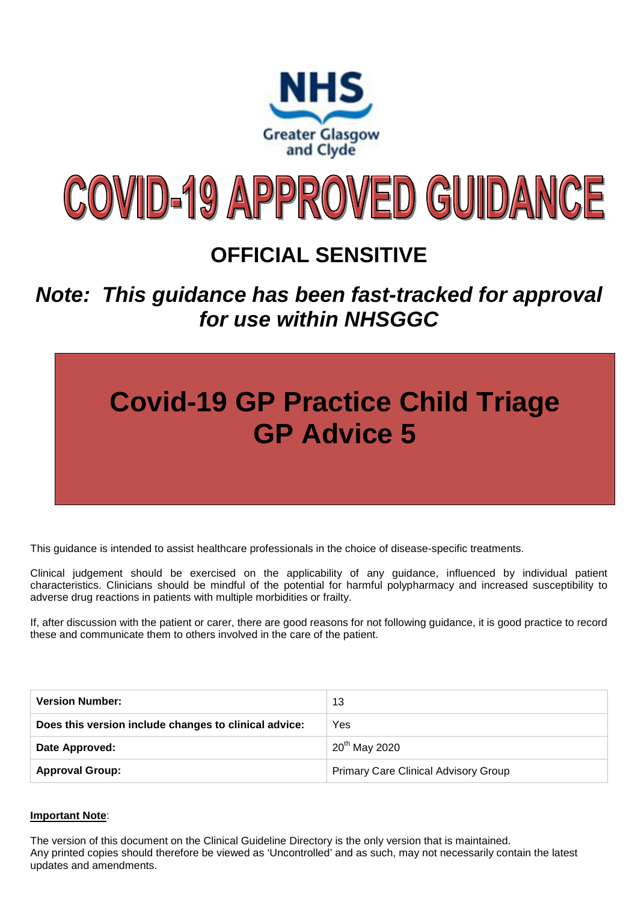NHS Greater Glasgow and Clyde

# COVID-19 APPROVED GUIDANCE

## OFFICIAL SENSITIVE

***Note: This guidance has been fast-tracked for approval for use within NHSGGC***

# Covid-19 GP Practice Child Triage GP Advice 5

This guidance is intended to assist healthcare professionals in the choice of disease-specific treatments.

Clinical judgement should be exercised on the applicability of any guidance, influenced by individual patient characteristics. Clinicians should be mindful of the potential for harmful polypharmacy and increased susceptibility to adverse drug reactions in patients with multiple morbidities or frailty.

If, after discussion with the patient or carer, there are good reasons for not following guidance, it is good practice to record these and communicate them to others involved in the care of the patient.

| | |
|---|---|
| **Version Number:** | 13 |
| **Does this version include changes to clinical advice:** | Yes |
| **Date Approved:** | 20th May 2020 |
| **Approval Group:** | Primary Care Clinical Advisory Group |

**Important Note**:

The version of this document on the Clinical Guideline Directory is the only version that is maintained.
Any printed copies should therefore be viewed as 'Uncontrolled' and as such, may not necessarily contain the latest updates and amendments.